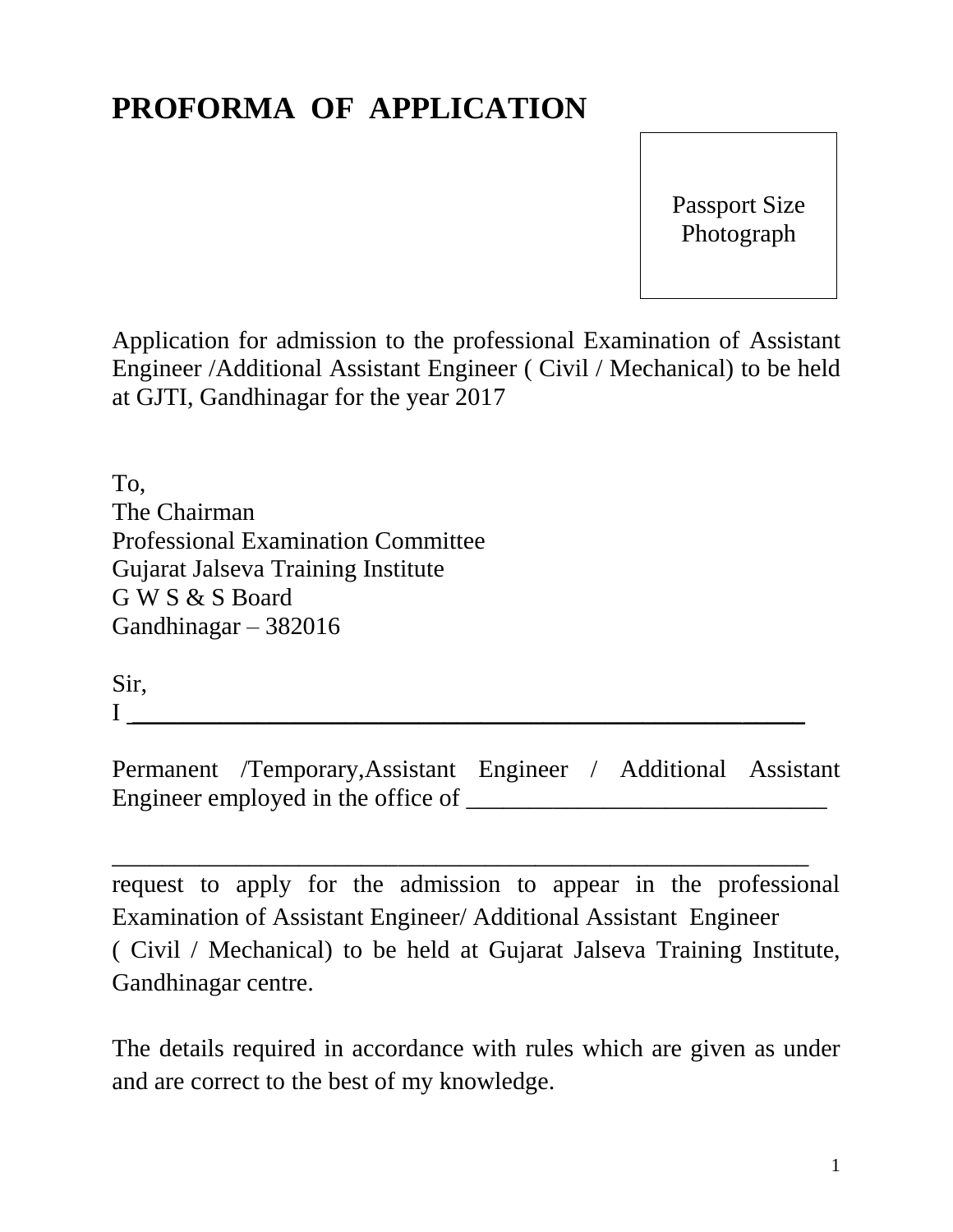# PROFORMA OF APPLICATION

Passport Size Photograph

Application for admission to the professional Examination of Assistant Engineer /Additional Assistant Engineer ( Civil / Mechanical) to be held at GJTI, Gandhinagar for the year 2017

To,
The Chairman
Professional Examination Committee
Gujarat Jalseva Training Institute
G W S & S Board
Gandhinagar – 382016

Sir,
I ________________________________________________________

Permanent /Temporary,Assistant Engineer / Additional Assistant Engineer employed in the office of _____________________________

_________________________________________________________
request to apply for the admission to appear in the professional Examination of Assistant Engineer/ Additional Assistant Engineer ( Civil / Mechanical) to be held at Gujarat Jalseva Training Institute, Gandhinagar centre.

The details required in accordance with rules which are given as under and are correct to the best of my knowledge.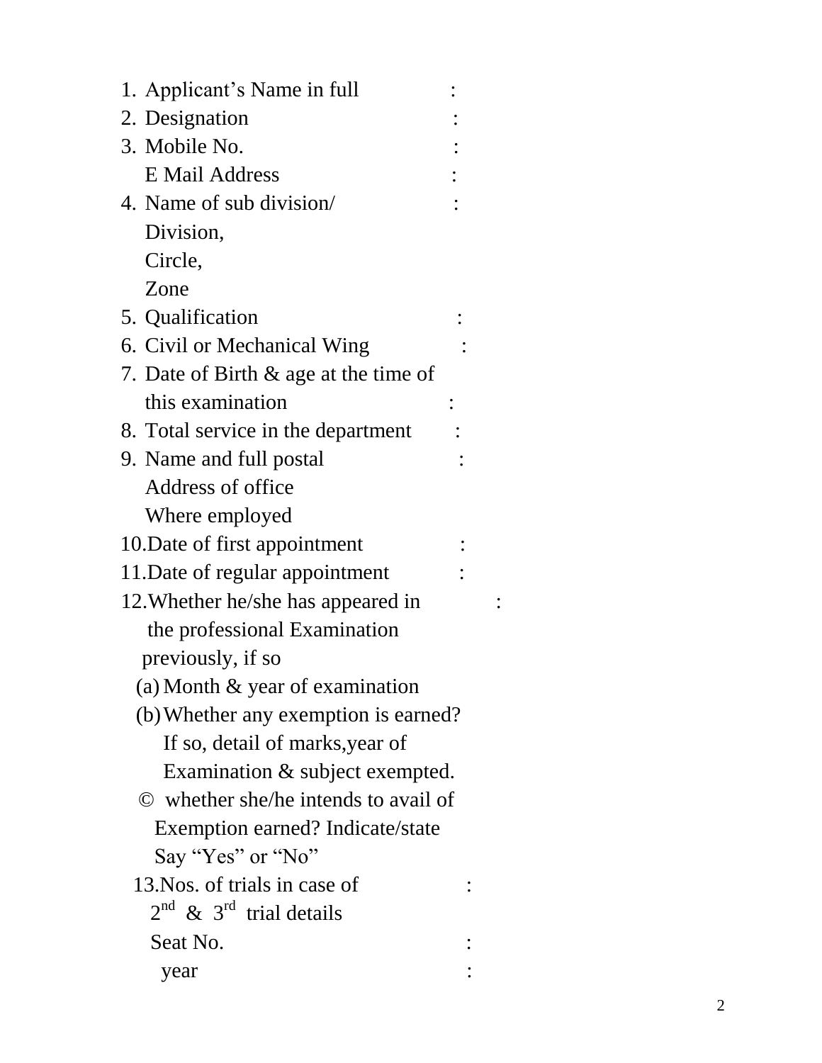1. Applicant's Name in full :
2. Designation :
3. Mobile No. :
   E Mail Address :
4. Name of sub division/ :
   Division,
   Circle,
   Zone
5. Qualification :
6. Civil or Mechanical Wing :
7. Date of Birth & age at the time of this examination :
8. Total service in the department :
9. Name and full postal Address of office Where employed :
10. Date of first appointment :
11. Date of regular appointment :
12. Whether he/she has appeared in the professional Examination previously, if so :
    (a) Month & year of examination
    (b) Whether any exemption is earned? If so, detail of marks,year of Examination & subject exempted.
    © whether she/he intends to avail of Exemption earned? Indicate/state Say "Yes" or "No"
13. Nos. of trials in case of 2nd & 3rd trial details :
    Seat No. :
    year :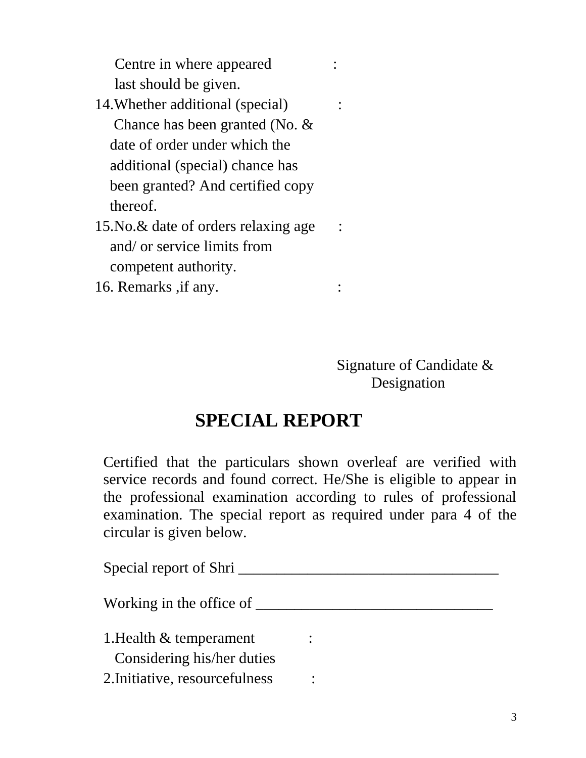Centre in where appeared last should be given. :

14. Whether additional (special) Chance has been granted (No. & date of order under which the additional (special) chance has been granted? And certified copy thereof. :

15. No.& date of orders relaxing age and/ or service limits from competent authority. :

16. Remarks ,if any. :

Signature of Candidate &
Designation

## SPECIAL REPORT

Certified that the particulars shown overleaf are verified with service records and found correct. He/She is eligible to appear in the professional examination according to rules of professional examination. The special report as required under para 4 of the circular is given below.

Special report of Shri ___________________________________

Working in the office of ________________________________

1. Health & temperament Considering his/her duties :
2. Initiative, resourcefulness :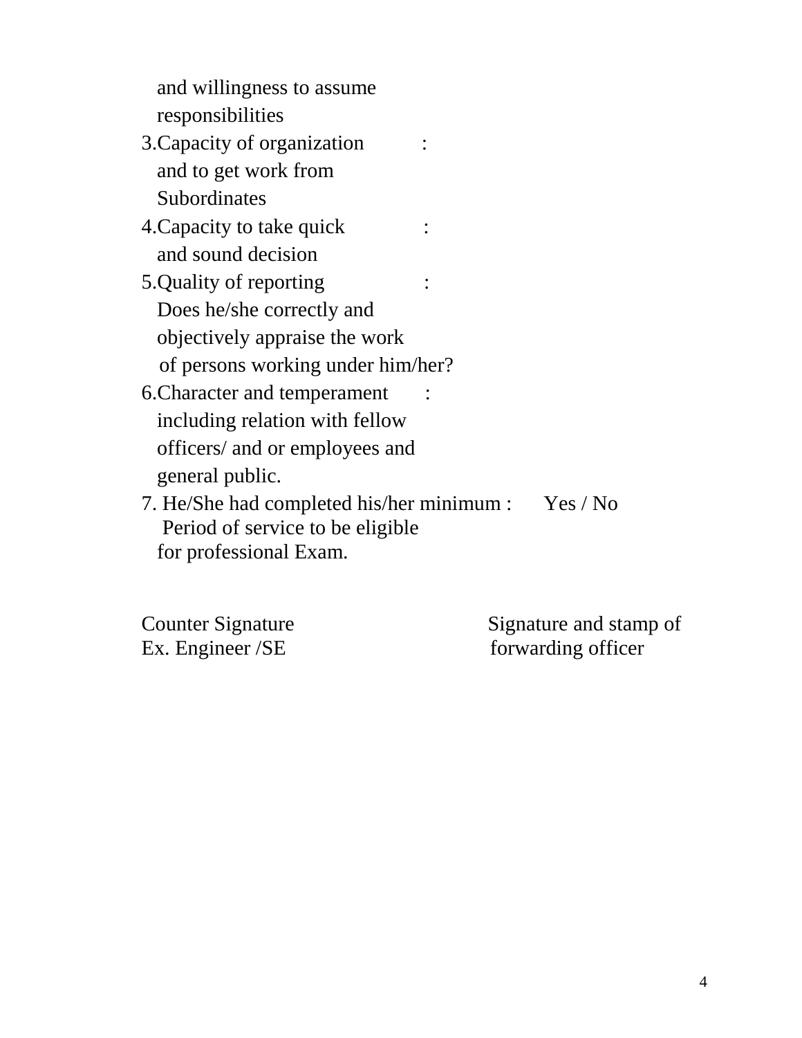and willingness to assume
responsibilities

3. Capacity of organization :
and to get work from
Subordinates

4. Capacity to take quick :
and sound decision

5. Quality of reporting :
Does he/she correctly and
objectively appraise the work
of persons working under him/her?

6. Character and temperament :
including relation with fellow
officers/ and or employees and
general public.

7. He/She had completed his/her minimum : Yes / No
Period of service to be eligible
for professional Exam.

| | |
|---|---|
| Counter Signature | Signature and stamp of |
| Ex. Engineer /SE | forwarding officer |